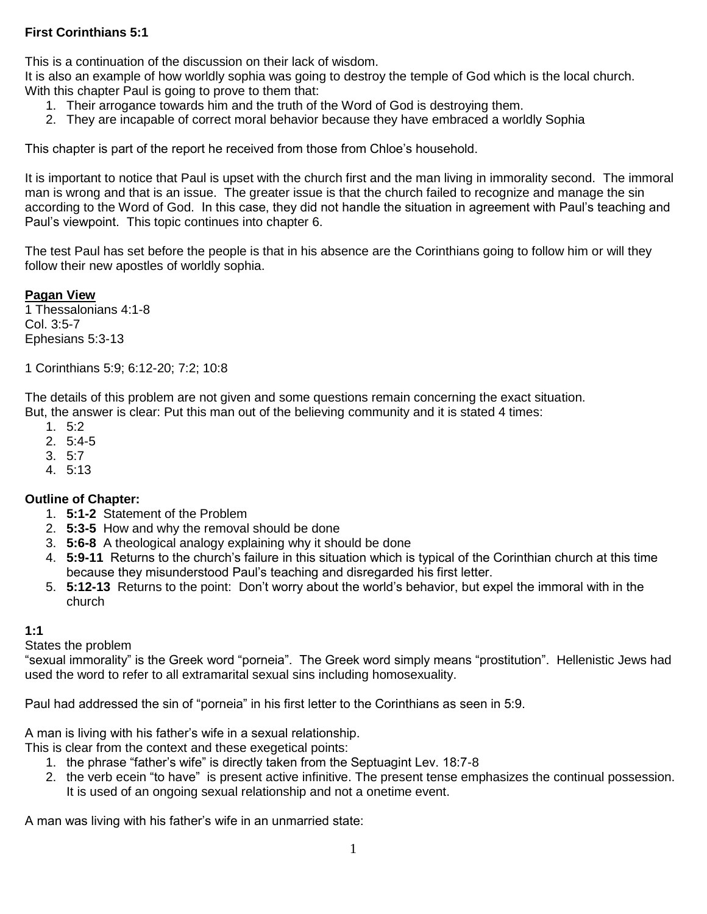**First Corinthians 5:1**

This is a continuation of the discussion on their lack of wisdom.
It is also an example of how worldly sophia was going to destroy the temple of God which is the local church.
With this chapter Paul is going to prove to them that:

1. Their arrogance towards him and the truth of the Word of God is destroying them.
2. They are incapable of correct moral behavior because they have embraced a worldly Sophia

This chapter is part of the report he received from those from Chloe's household.

It is important to notice that Paul is upset with the church first and the man living in immorality second. The immoral man is wrong and that is an issue. The greater issue is that the church failed to recognize and manage the sin according to the Word of God. In this case, they did not handle the situation in agreement with Paul's teaching and Paul's viewpoint. This topic continues into chapter 6.

The test Paul has set before the people is that in his absence are the Corinthians going to follow him or will they follow their new apostles of worldly sophia.

**<u>Pagan View</u>**
1 Thessalonians 4:1-8
Col. 3:5-7
Ephesians 5:3-13

1 Corinthians 5:9; 6:12-20; 7:2; 10:8

The details of this problem are not given and some questions remain concerning the exact situation.
But, the answer is clear: Put this man out of the believing community and it is stated 4 times:

1. 5:2
2. 5:4-5
3. 5:7
4. 5:13

**Outline of Chapter:**

1. **5:1-2** Statement of the Problem
2. **5:3-5** How and why the removal should be done
3. **5:6-8** A theological analogy explaining why it should be done
4. **5:9-11** Returns to the church's failure in this situation which is typical of the Corinthian church at this time because they misunderstood Paul's teaching and disregarded his first letter.
5. **5:12-13** Returns to the point: Don't worry about the world's behavior, but expel the immoral with in the church

**1:1**
States the problem
"sexual immorality" is the Greek word "porneia". The Greek word simply means "prostitution". Hellenistic Jews had used the word to refer to all extramarital sexual sins including homosexuality.

Paul had addressed the sin of "porneia" in his first letter to the Corinthians as seen in 5:9.

A man is living with his father's wife in a sexual relationship.
This is clear from the context and these exegetical points:

1. the phrase "father's wife" is directly taken from the Septuagint Lev. 18:7-8
2. the verb ecein "to have" is present active infinitive. The present tense emphasizes the continual possession. It is used of an ongoing sexual relationship and not a onetime event.

A man was living with his father's wife in an unmarried state: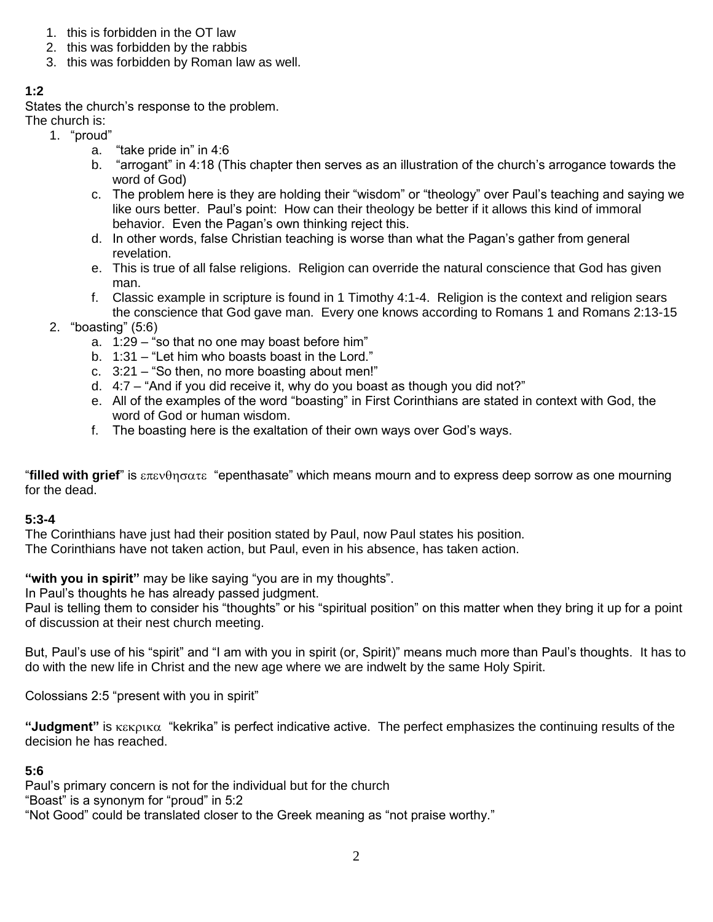1. this is forbidden in the OT law
2. this was forbidden by the rabbis
3. this was forbidden by Roman law as well.

**1:2**

States the church's response to the problem.
The church is:

1. "proud"
   a. "take pride in" in 4:6
   b. "arrogant" in 4:18 (This chapter then serves as an illustration of the church's arrogance towards the word of God)
   c. The problem here is they are holding their "wisdom" or "theology" over Paul's teaching and saying we like ours better. Paul's point: How can their theology be better if it allows this kind of immoral behavior. Even the Pagan's own thinking reject this.
   d. In other words, false Christian teaching is worse than what the Pagan's gather from general revelation.
   e. This is true of all false religions. Religion can override the natural conscience that God has given man.
   f. Classic example in scripture is found in 1 Timothy 4:1-4. Religion is the context and religion sears the conscience that God gave man. Every one knows according to Romans 1 and Romans 2:13-15
2. "boasting" (5:6)
   a. 1:29 – "so that no one may boast before him"
   b. 1:31 – "Let him who boasts boast in the Lord."
   c. 3:21 – "So then, no more boasting about men!"
   d. 4:7 – "And if you did receive it, why do you boast as though you did not?"
   e. All of the examples of the word "boasting" in First Corinthians are stated in context with God, the word of God or human wisdom.
   f. The boasting here is the exaltation of their own ways over God's ways.

"**filled with grief**" is επενθησατε "epenthasate" which means mourn and to express deep sorrow as one mourning for the dead.

**5:3-4**

The Corinthians have just had their position stated by Paul, now Paul states his position.
The Corinthians have not taken action, but Paul, even in his absence, has taken action.

**"with you in spirit"** may be like saying "you are in my thoughts".
In Paul's thoughts he has already passed judgment.
Paul is telling them to consider his "thoughts" or his "spiritual position" on this matter when they bring it up for a point of discussion at their nest church meeting.

But, Paul's use of his "spirit" and "I am with you in spirit (or, Spirit)" means much more than Paul's thoughts. It has to do with the new life in Christ and the new age where we are indwelt by the same Holy Spirit.

Colossians 2:5 "present with you in spirit"

**"Judgment"** is κεκρικα "kekrika" is perfect indicative active. The perfect emphasizes the continuing results of the decision he has reached.

**5:6**

Paul's primary concern is not for the individual but for the church
"Boast" is a synonym for "proud" in 5:2
"Not Good" could be translated closer to the Greek meaning as "not praise worthy."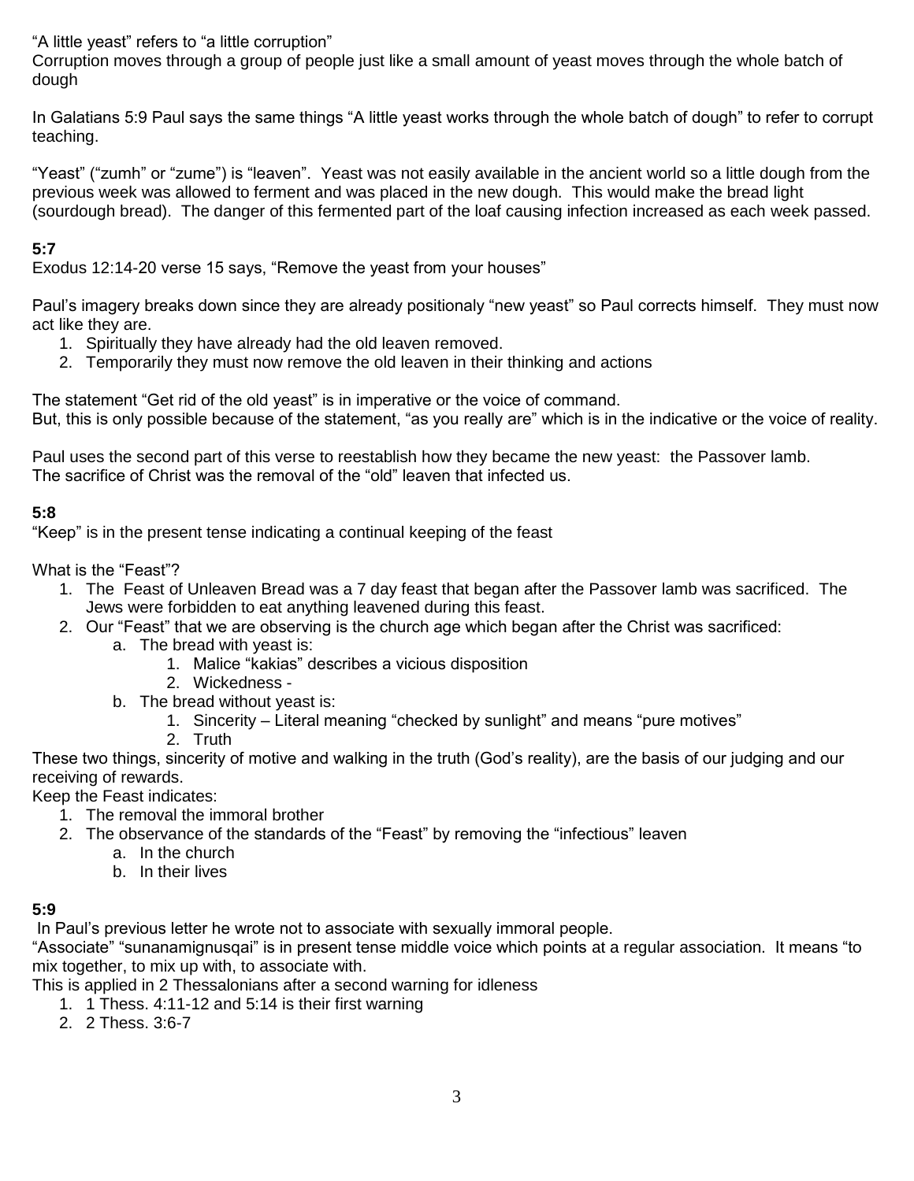“A little yeast” refers to “a little corruption”
Corruption moves through a group of people just like a small amount of yeast moves through the whole batch of dough

In Galatians 5:9 Paul says the same things “A little yeast works through the whole batch of dough” to refer to corrupt teaching.

“Yeast” (“zumh” or “zume”) is “leaven”. Yeast was not easily available in the ancient world so a little dough from the previous week was allowed to ferment and was placed in the new dough. This would make the bread light (sourdough bread). The danger of this fermented part of the loaf causing infection increased as each week passed.

**5:7**
Exodus 12:14-20 verse 15 says, “Remove the yeast from your houses”

Paul’s imagery breaks down since they are already positionaly “new yeast” so Paul corrects himself. They must now act like they are.

1. Spiritually they have already had the old leaven removed.
2. Temporarily they must now remove the old leaven in their thinking and actions

The statement “Get rid of the old yeast” is in imperative or the voice of command.
But, this is only possible because of the statement, “as you really are” which is in the indicative or the voice of reality.

Paul uses the second part of this verse to reestablish how they became the new yeast: the Passover lamb.
The sacrifice of Christ was the removal of the “old” leaven that infected us.

**5:8**
“Keep” is in the present tense indicating a continual keeping of the feast

What is the “Feast”?

1. The Feast of Unleaven Bread was a 7 day feast that began after the Passover lamb was sacrificed. The Jews were forbidden to eat anything leavened during this feast.
2. Our “Feast” that we are observing is the church age which began after the Christ was sacrificed:
    a. The bread with yeast is:
        1. Malice “kakias” describes a vicious disposition
        2. Wickedness -
    b. The bread without yeast is:
        1. Sincerity – Literal meaning “checked by sunlight” and means “pure motives”
        2. Truth

These two things, sincerity of motive and walking in the truth (God’s reality), are the basis of our judging and our receiving of rewards.
Keep the Feast indicates:

1. The removal the immoral brother
2. The observance of the standards of the “Feast” by removing the “infectious” leaven
    a. In the church
    b. In their lives

**5:9**
In Paul’s previous letter he wrote not to associate with sexually immoral people.
“Associate” “sunanamignusqai” is in present tense middle voice which points at a regular association. It means “to mix together, to mix up with, to associate with.
This is applied in 2 Thessalonians after a second warning for idleness

1. 1 Thess. 4:11-12 and 5:14 is their first warning
2. 2 Thess. 3:6-7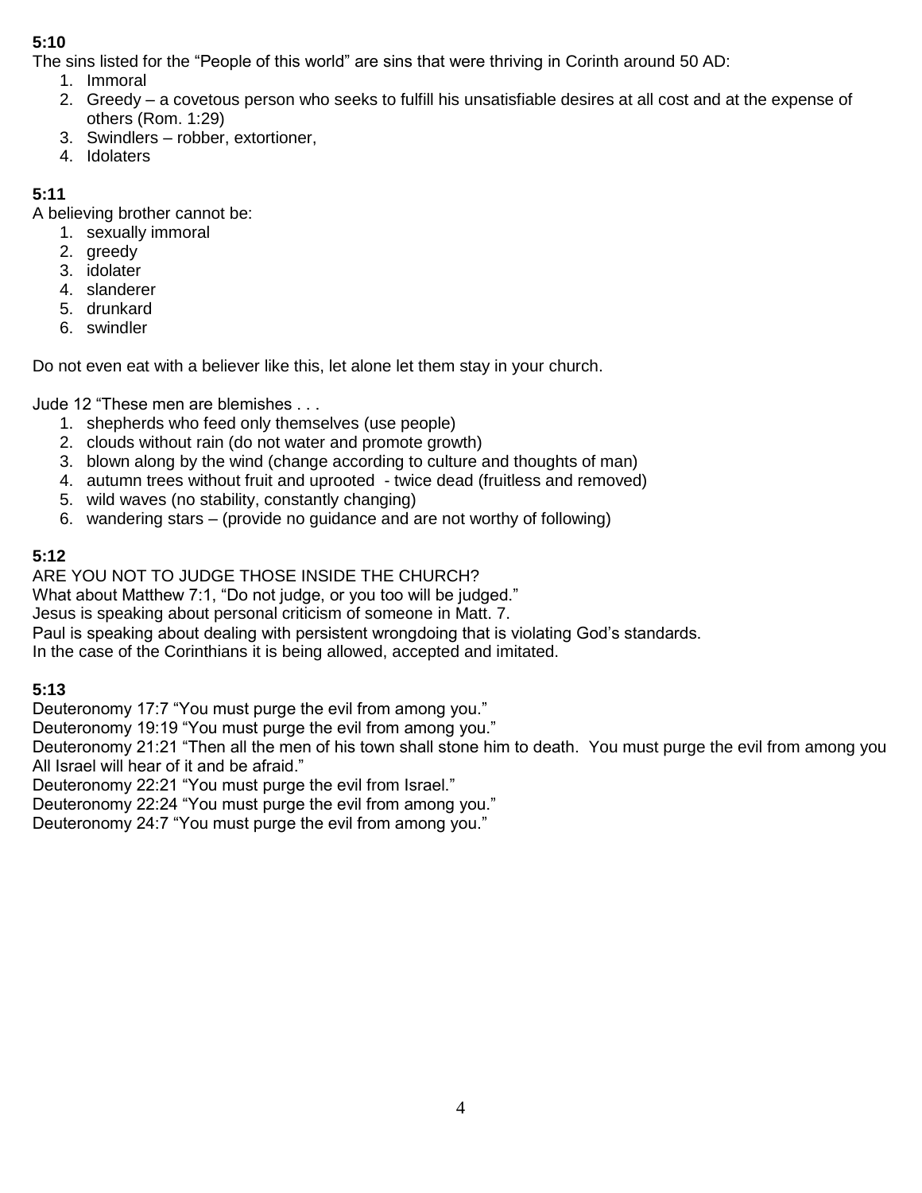**5:10**

The sins listed for the “People of this world” are sins that were thriving in Corinth around 50 AD:

1. Immoral
2. Greedy – a covetous person who seeks to fulfill his unsatisfiable desires at all cost and at the expense of others (Rom. 1:29)
3. Swindlers – robber, extortioner,
4. Idolaters

**5:11**

A believing brother cannot be:

1. sexually immoral
2. greedy
3. idolater
4. slanderer
5. drunkard
6. swindler

Do not even eat with a believer like this, let alone let them stay in your church.

Jude 12 “These men are blemishes . . .

1. shepherds who feed only themselves (use people)
2. clouds without rain (do not water and promote growth)
3. blown along by the wind (change according to culture and thoughts of man)
4. autumn trees without fruit and uprooted - twice dead (fruitless and removed)
5. wild waves (no stability, constantly changing)
6. wandering stars – (provide no guidance and are not worthy of following)

**5:12**

ARE YOU NOT TO JUDGE THOSE INSIDE THE CHURCH?
What about Matthew 7:1, “Do not judge, or you too will be judged.”
Jesus is speaking about personal criticism of someone in Matt. 7.
Paul is speaking about dealing with persistent wrongdoing that is violating God’s standards.
In the case of the Corinthians it is being allowed, accepted and imitated.

**5:13**

Deuteronomy 17:7 “You must purge the evil from among you.”
Deuteronomy 19:19 “You must purge the evil from among you.”
Deuteronomy 21:21 “Then all the men of his town shall stone him to death. You must purge the evil from among you All Israel will hear of it and be afraid.”
Deuteronomy 22:21 “You must purge the evil from Israel.”
Deuteronomy 22:24 “You must purge the evil from among you.”
Deuteronomy 24:7 “You must purge the evil from among you.”